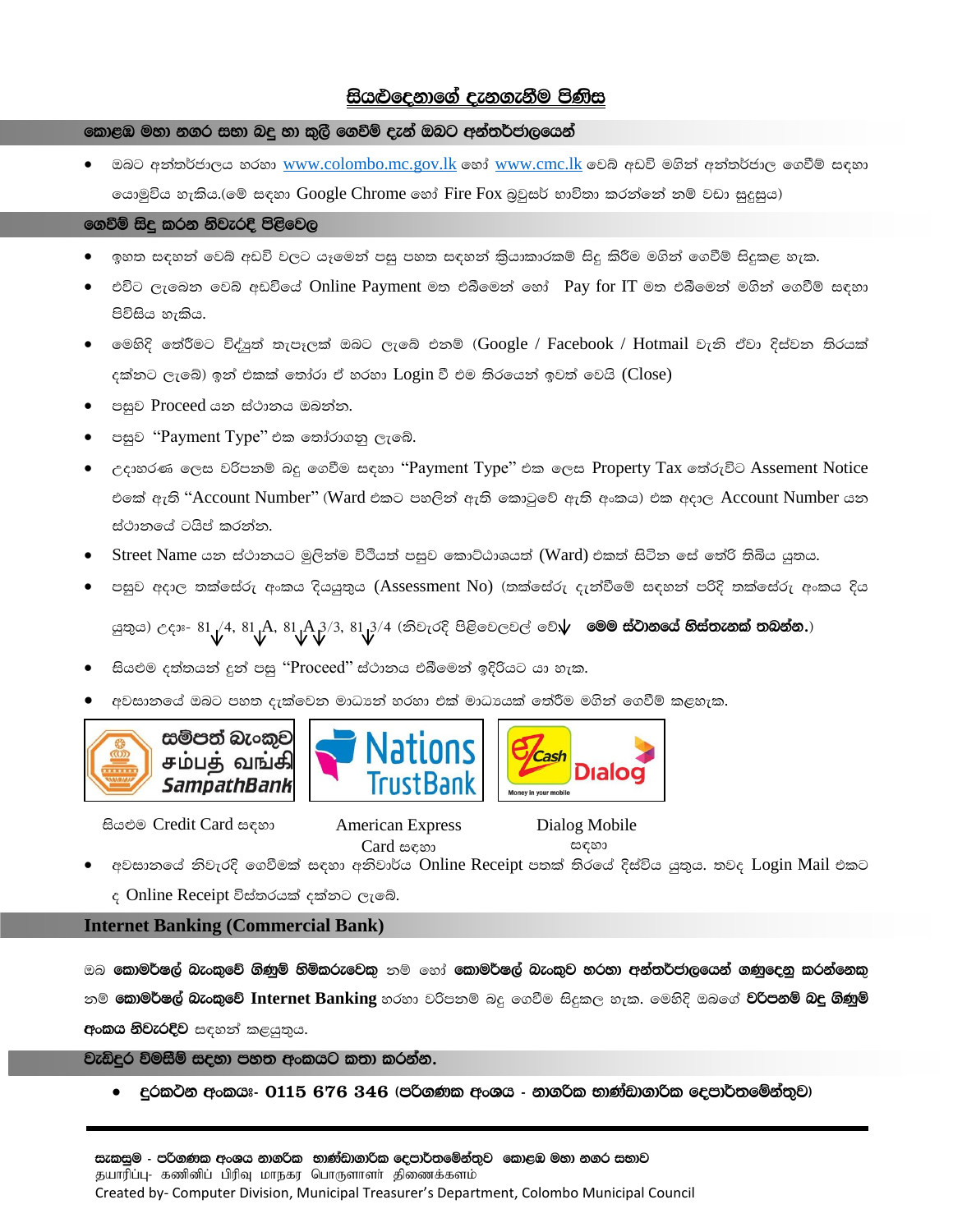# සියළුදෙනාගේ දැනගැනීම පිණිස

## කොළඹ මහා නගර සභා බදු හා කුලී ගෙවීම් දැන් ඔබට අන්තර්ජාලයෙන්

- ඔබට අන්තර්ජාලය හරහා www.colombo.mc.gov.lk හෝ www.cmc.lk වෙබ් අඩවි මගින් අන්තර්ජාල ගෙවීම් සඳහා යොමුවිය හැකිය.(මේ සඳහා Google Chrome හෝ Fire Fox බ්‍රවුසර් භාවිතා කරන්නේ නම් වඩා සුදුසුය)

## ගෙවීම් සිදු කරන නිවැරදි පිළිවෙල

- ඉහත සඳහන් වෙබ් අඩවි වලට යෑමෙන් පසු පහත සඳහන් ක්‍රියාකාරකම් සිදු කිරීම මගින් ගෙවීම් සිදුකළ හැක.
- එවිට ලැබෙන වෙබ් අඩවියේ Online Payment මත එබීමෙන් හෝ Pay for IT මත එබීමෙන් මගින් ගෙවීම් සඳහා පිවිසිය හැකිය.
- මෙහිදි තේරීමට විද්‍යුත් තැපැලක් ඔබට ලැබේ එනම් (Google / Facebook / Hotmail වැනි ඒවා දිස්වන තිරයක් දක්නට ලැබේ) ඉන් එකක් තෝරා ඒ හරහා Login වී එම තිරයෙන් ඉවත් වෙයි (Close)
- පසුව Proceed යන ස්ථානය ඔබන්න.
- පසුව "Payment Type" එක තෝරාගනු ලැබේ.
- උදාහරණ ලෙස වරිපනම් බදු ගෙවීම සඳහා "Payment Type" එක ලෙස Property Tax තේරූවිට Assement Notice එකේ ඇති "Account Number" (Ward එකට පහළින් ඇති කොටුවේ ඇති අංකය) එක අදාල Account Number යන ස්ථානයේ ටයිප් කරන්න.
- Street Name යන ස්ථානයට මුලින්ම වීථියත් පසුව කොට්ඨාශයත් (Ward) එකත් සිටින සේ තේරි තිබිය යුතුය.
- පසුව අදාල තක්සේරු අංකය දියයුතුය (Assessment No) (තක්සේරු දැන්වීමේ සඳහන් පරිදි තක්සේරු අංකය දිය යුතුය) උදා:- 81 ↓/4, 81 ↓A, 81 ↓A ↓3/3, 81 ↓3/4 (නිවැරදි පිළිවෙලවල් වේ↓ **මෙම ස්ථානයේ හිස්තැනක් තබන්න.**)
- සියළුම දත්තයන් දුන් පසු "Proceed" ස්ථානය එබීමෙන් ඉදිරියට යා හැක.
- අවසානයේ ඔබට පහත දැක්වෙන මාධ්‍යන් හරහා එක් මාධ්‍යයක් තේරීම මගින් ගෙවීම් කළහැක.

| සම්පත් බැංකුව SampathBank | Nations TrustBank | eZ Cash Dialog |
|---|---|---|
| සියළුම Credit Card සඳහා | American Express Card සඳහා | Dialog Mobile සඳහා |

- අවසානයේ නිවැරදි ගෙවීමක් සඳහා අනිවාර්ය Online Receipt පතක් තිරයේ දිස්විය යුතුය. තවද Login Mail එකට ද Online Receipt විස්තරයක් දක්නට ලැබේ.

## Internet Banking (Commercial Bank)

ඔබ **කොමර්ෂල් බැංකුවේ ගිණුම් හිමිකරුවෙකු** නම් හෝ **කොමර්ෂල් බැංකුව හරහා අන්තර්ජාලයෙන් ගණුදෙනු කරන්නෙකු** නම් **කොමර්ෂල් බැංකුවේ Internet Banking** හරහා වරිපනම් බදු ගෙවීම සිදුකල හැක. මෙහිදි ඔබගේ **වරිපනම් බදු ගිණුම් අංකය නිවැරදිව** සඳහන් කළයුතුය.

## වැඩිදුර විමසීම් සඳහා පහත අංකයට කතා කරන්න.

- **දුරකථන අංකය:- 0115 676 346 (පරිගණක අංශය - නාගරික භාණ්ඩාගාරික දෙපාර්තමේන්තුව)**

---

**සැකසුම - පරිගණක අංශය නාගරික භාණ්ඩාගාරික දෙපාර්තමේන්තුව කොළඹ මහා නගර සභාව**
தயாரிப்பு- கணினிப் பிரிவு மாநகர பொருளாளர் திணைக்களம்
Created by- Computer Division, Municipal Treasurer's Department, Colombo Municipal Council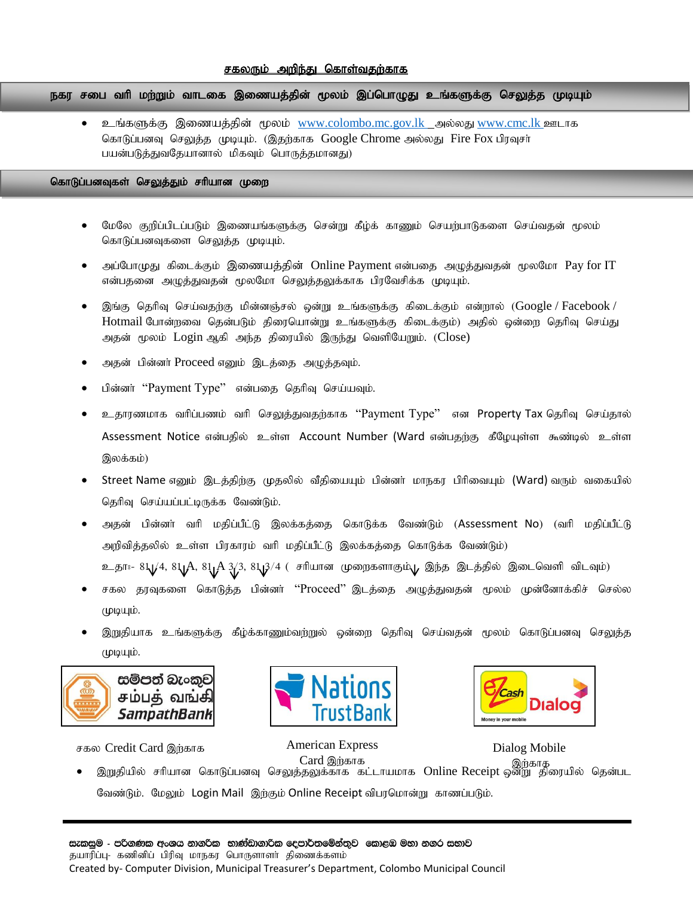**சகலரும் அறிந்து கொள்வதற்காக**

## நகர சபை வரி மற்றும் வாடகை இணையத்தின் மூலம் இப்பொழுது உங்களுக்கு செலுத்த முடியும்

- உங்களுக்கு இணையத்தின் மூலம் www.colombo.mc.gov.lk அல்லது www.cmc.lk ஊடாக கொடுப்பனவு செலுத்த முடியும். (இதற்காக Google Chrome அல்லது Fire Fox பிரவுசர் பயன்படுத்துவதேயானால் மிகவும் பொருத்தமானது)

## கொடுப்பனவுகள் செலுத்தும் சரியான முறை

- மேலே குறிப்பிடப்படும் இணையங்களுக்கு சென்று கீழ்க் காணும் செயற்பாடுகளை செய்வதன் மூலம் கொடுப்பனவுகளை செலுத்த முடியும்.
- அப்போமுது கிடைக்கும் இணையத்தின் Online Payment என்பதை அழுத்துவதன் மூலமோ Pay for IT என்பதனை அழுத்துவதன் மூலமோ செலுத்தலுக்காக பிரவேசிக்க முடியும்.
- இங்கு தெரிவு செய்வதற்கு மின்னஞ்சல் ஒன்று உங்களுக்கு கிடைக்கும் என்றால் (Google / Facebook / Hotmail போன்றவை தென்படும் திரையொன்று உங்களுக்கு கிடைக்கும்) அதில் ஒன்றை தெரிவு செய்து அதன் மூலம் Login ஆகி அந்த திரையில் இருந்து வெளியேறும். (Close)
- அதன் பின்னர் Proceed எனும் இடத்தை அழுத்தவும்.
- பின்னர் "Payment Type" என்பதை தெரிவு செய்யவும்.
- உதாரணமாக வரிப்பணம் வரி செலுத்துவதற்காக "Payment Type" என Property Tax தெரிவு செய்தால் Assessment Notice என்பதில் உள்ள Account Number (Ward என்பதற்கு கீழேயுள்ள கூண்டில் உள்ள இலக்கம்)
- Street Name எனும் இடத்திற்கு முதலில் வீதியையும் பின்னர் மாநகர பிரிவையும் (Ward) வரும் வகையில் தெரிவு செய்யப்பட்டிருக்க வேண்டும்.
- அதன் பின்னர் வரி மதிப்பீட்டு இலக்கத்தை கொடுக்க வேண்டும் (Assessment No) (வரி மதிப்பீட்டு அறிவித்தலில் உள்ள பிரகாரம் வரி மதிப்பீட்டு இலக்கத்தை கொடுக்க வேண்டும்)
  உதா:- 81 1/4, 81 A, 81 A 3/3, 81 3/4 ( சரியான முறைகளாகும் இந்த இடத்தில் இடைவெளி விடவும்)
- சகல தரவுகளை கொடுத்த பின்னர் "Proceed" இடத்தை அழுத்துவதன் மூலம் முன்னோக்கிச் செல்ல முடியும்.
- இறுதியாக உங்களுக்கு கீழ்க்காணும்வற்றுல் ஒன்றை தெரிவு செய்வதன் மூலம் கொடுப்பனவு செலுத்த முடியும்.

| SampathBank | Nations TrustBank | eZ Cash Dialog |
|---|---|---|
| சகல Credit Card இற்காக | American Express Card இற்காக | Dialog Mobile இற்காக |

- இறுதியில் சரியான கொடுப்பனவு செலுத்தலுக்காக கட்டாயமாக Online Receipt ஒன்று திரையில் தென்பட வேண்டும். மேலும் Login Mail இற்கும் Online Receipt விபரமொன்று காணப்படும்.

---

සැකසුම - පරිගණක අංශය නාගරික භාණ්ඩාගාරික දෙපාර්තමේන්තුව කොළඹ මහා නගර සභාව
தயாரிப்பு- கணினிப் பிரிவு மாநகர பொருளாளர் திணைக்களம்
Created by- Computer Division, Municipal Treasurer's Department, Colombo Municipal Council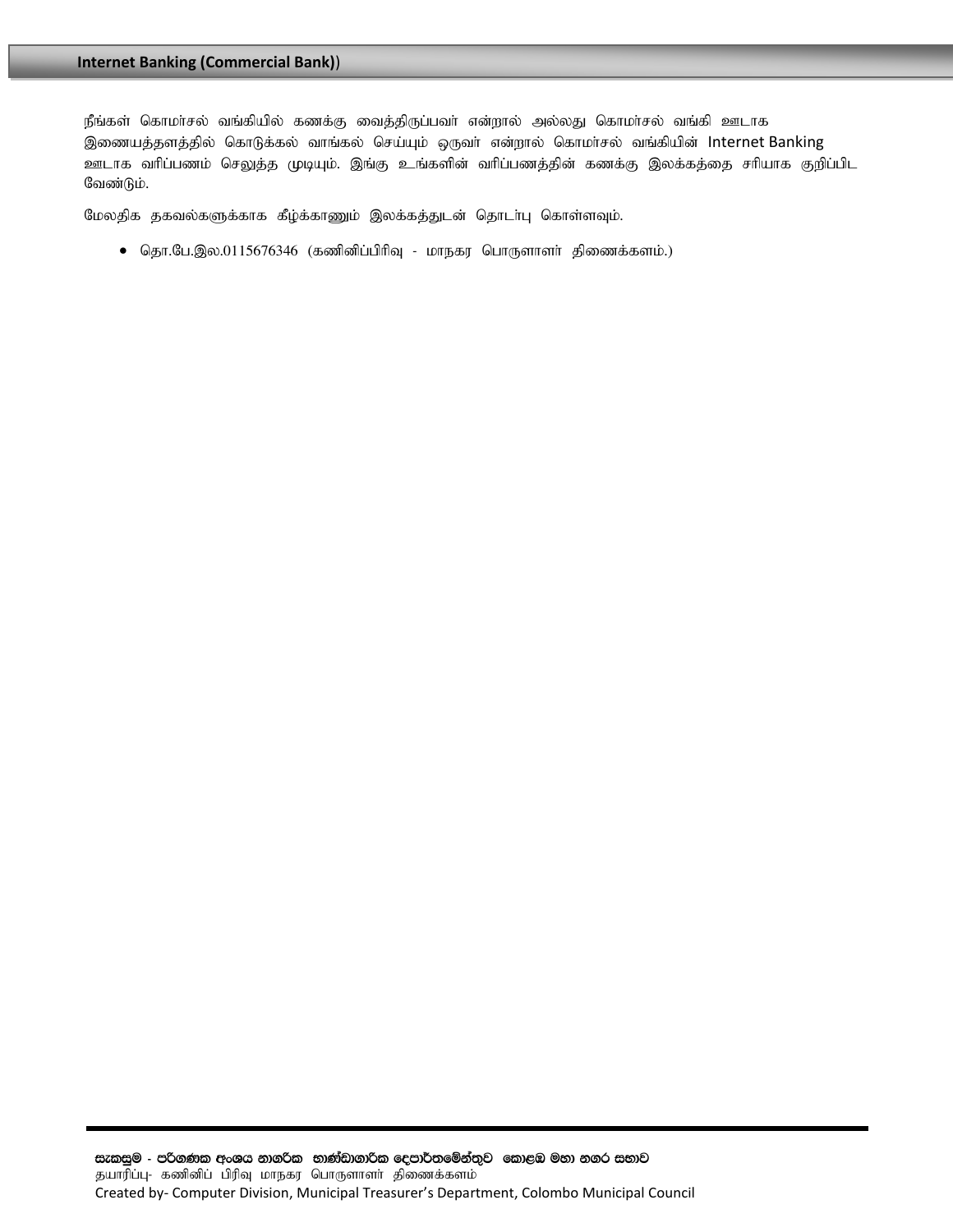## Internet Banking (Commercial Bank))

நீங்கள் கொமர்சல் வங்கியில் கணக்கு வைத்திருப்பவர் என்றால் அல்லது கொமர்சல் வங்கி ஊடாக இணையத்தளத்தில் கொடுக்கல் வாங்கல் செய்யும் ஒருவர் என்றால் கொமர்சல் வங்கியின் Internet Banking ஊடாக வரிப்பணம் செலுத்த முடியும். இங்கு உங்களின் வரிப்பணத்தின் கணக்கு இலக்கத்தை சரியாக குறிப்பிட வேண்டும்.

மேலதிக தகவல்களுக்காக கீழ்க்காணும் இலக்கத்துடன் தொடர்பு கொள்ளவும்.

- தொ.பே.இல.0115676346 (கணினிப்பிரிவு - மாநகர பொருளாளர் திணைக்களம்.)

සැකසුම - පරිගණක අංශය නාගරික භාණ්ඩාගාරික දෙපාර්තමේන්තුව කොළඹ මහා නගර සභාව
தயாரிப்பு- கணினிப் பிரிவு மாநகர பொருளாளர் திணைக்களம்
Created by- Computer Division, Municipal Treasurer's Department, Colombo Municipal Council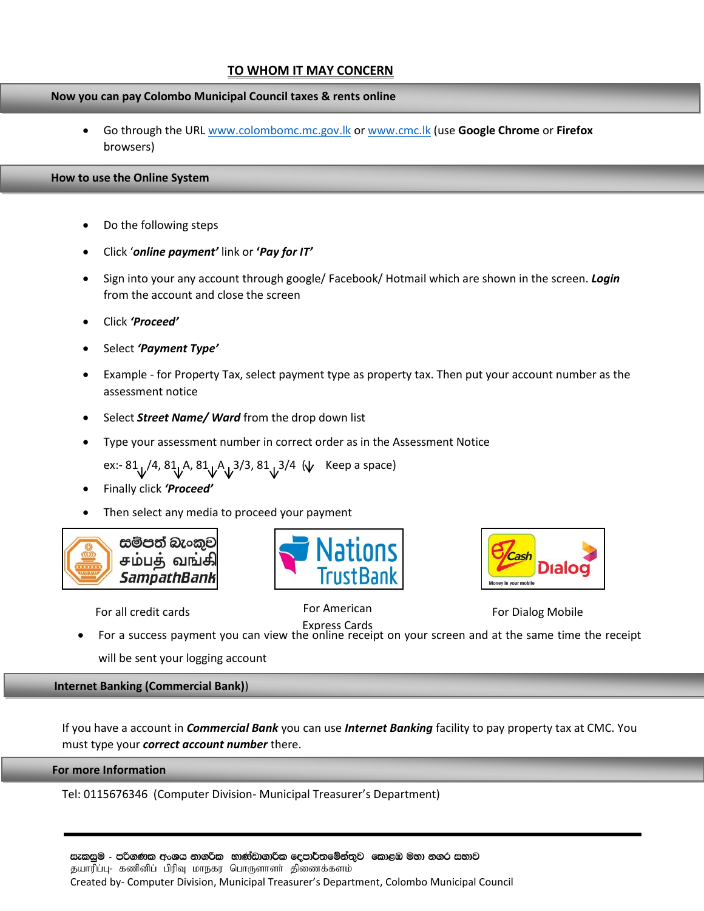**TO WHOM IT MAY CONCERN**

## Now you can pay Colombo Municipal Council taxes & rents online

- Go through the URL [www.colombomc.mc.gov.lk](http://www.colombomc.mc.gov.lk) or [www.cmc.lk](http://www.cmc.lk) (use **Google Chrome** or **Firefox** browsers)

## How to use the Online System

- Do the following steps
- Click '***online payment'*** link or ***'Pay for IT'***
- Sign into your any account through google/ Facebook/ Hotmail which are shown in the screen. ***Login*** from the account and close the screen
- Click ***'Proceed'***
- Select ***'Payment Type'***
- Example - for Property Tax, select payment type as property tax. Then put your account number as the assessment notice
- Select ***Street Name/ Ward*** from the drop down list
- Type your assessment number in correct order as in the Assessment Notice

  ex:- 81 /4, 81 A, 81 A 3/3, 81 3/4 (↓ Keep a space)
- Finally click ***'Proceed'***
- Then select any media to proceed your payment

සම්පත් බැංකුව சம்பத் வங்கி SampathBank — For all credit cards

Nations TrustBank — For American Express Cards

eZ Cash Dialog Money in your mobile — For Dialog Mobile

- For a success payment you can view the online receipt on your screen and at the same time the receipt will be sent your logging account

## Internet Banking (Commercial Bank))

If you have a account in ***Commercial Bank*** you can use ***Internet Banking*** facility to pay property tax at CMC. You must type your ***correct account number*** there.

## For more Information

Tel: 0115676346 (Computer Division- Municipal Treasurer's Department)

---

සැකසුම - පරිගණක අංශය නාගරික භාණ්ඩාගාරික දෙපාර්තමේන්තුව කොළඹ මහා නගර සභාව
தயாரிப்பு- கணினிப் பிரிவு மாநகர பொருளாளர் திணைக்களம்
Created by- Computer Division, Municipal Treasurer's Department, Colombo Municipal Council